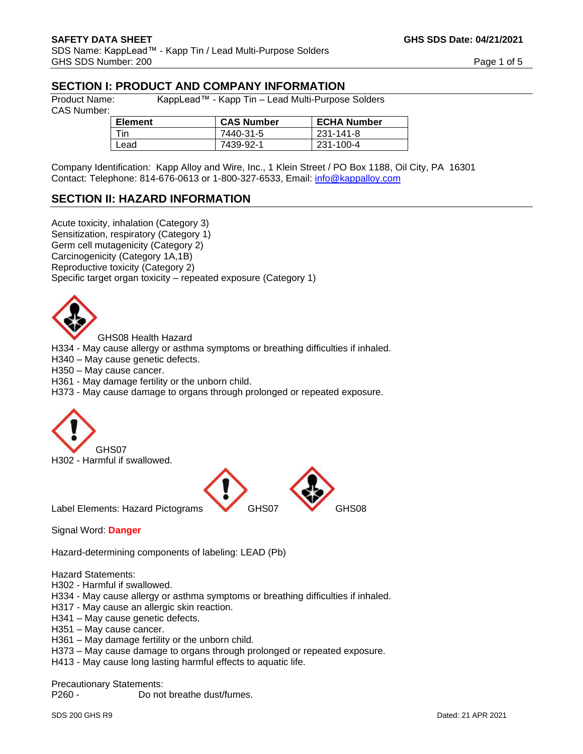# SECTION I: PRODUCT AND COMPANY INFORMATION

Product Name: KappLead™ - Kapp Tin – Lead Multi-Purpose Solders

CAS Number:

| Element | CAS Number | ECHA Number |
|---|---|---|
| Tin | 7440-31-5 | 231-141-8 |
| Lead | 7439-92-1 | 231-100-4 |

Company Identification: Kapp Alloy and Wire, Inc., 1 Klein Street / PO Box 1188, Oil City, PA 16301
Contact: Telephone: 814-676-0613 or 1-800-327-6533, Email: info@kappalloy.com

# SECTION II: HAZARD INFORMATION

Acute toxicity, inhalation (Category 3)
Sensitization, respiratory (Category 1)
Germ cell mutagenicity (Category 2)
Carcinogenicity (Category 1A,1B)
Reproductive toxicity (Category 2)
Specific target organ toxicity – repeated exposure (Category 1)

GHS08 Health Hazard

H334 - May cause allergy or asthma symptoms or breathing difficulties if inhaled.
H340 – May cause genetic defects.
H350 – May cause cancer.
H361 - May damage fertility or the unborn child.
H373 - May cause damage to organs through prolonged or repeated exposure.

GHS07

H302 - Harmful if swallowed.

Label Elements: Hazard Pictograms GHS07 GHS08

Signal Word: **Danger**

Hazard-determining components of labeling: LEAD (Pb)

Hazard Statements:
H302 - Harmful if swallowed.
H334 - May cause allergy or asthma symptoms or breathing difficulties if inhaled.
H317 - May cause an allergic skin reaction.
H341 – May cause genetic defects.
H351 – May cause cancer.
H361 – May damage fertility or the unborn child.
H373 – May cause damage to organs through prolonged or repeated exposure.
H413 - May cause long lasting harmful effects to aquatic life.

Precautionary Statements:
P260 - Do not breathe dust/fumes.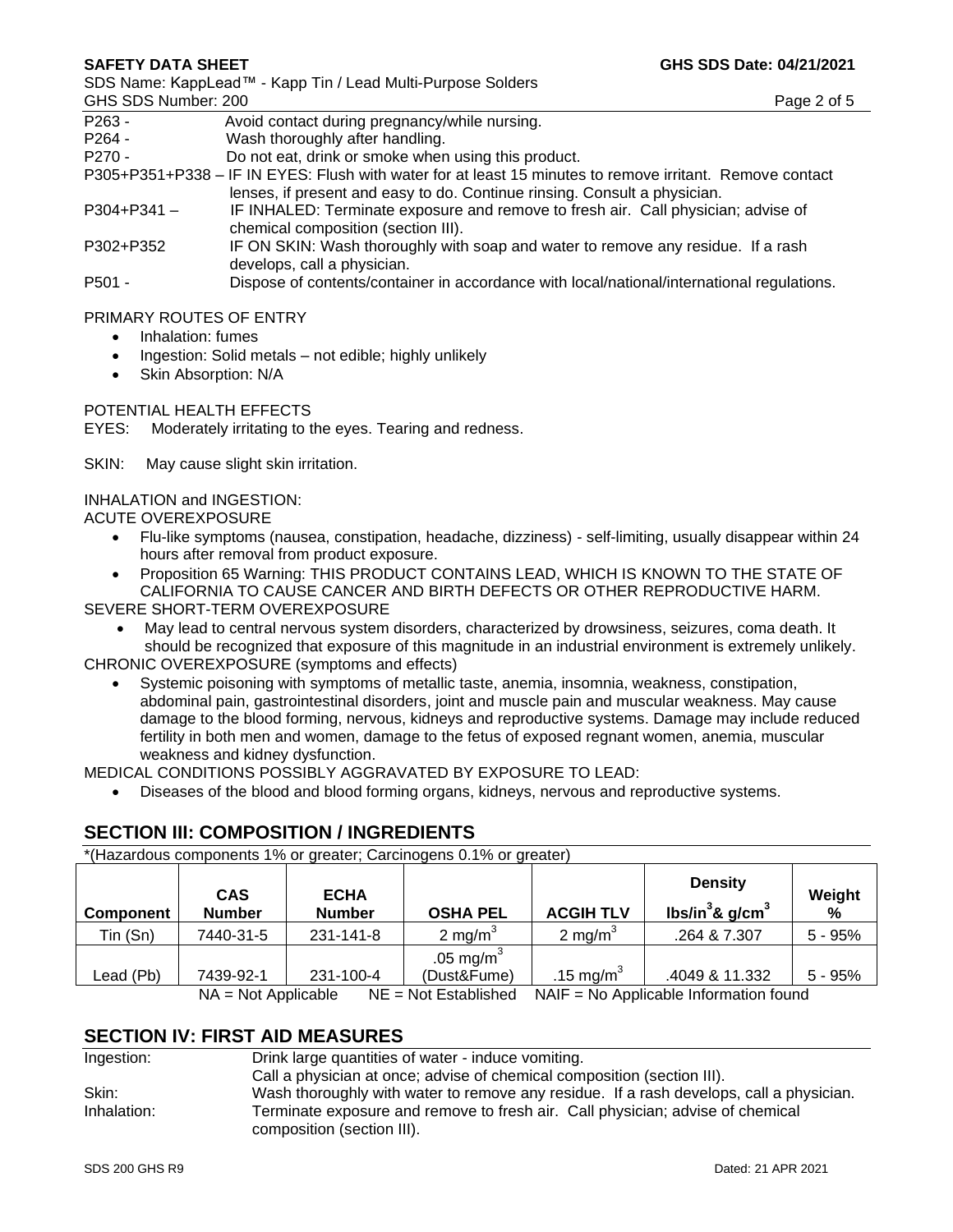P263 - Avoid contact during pregnancy/while nursing.
P264 - Wash thoroughly after handling.
P270 - Do not eat, drink or smoke when using this product.
P305+P351+P338 – IF IN EYES: Flush with water for at least 15 minutes to remove irritant. Remove contact lenses, if present and easy to do. Continue rinsing. Consult a physician.
P304+P341 – IF INHALED: Terminate exposure and remove to fresh air. Call physician; advise of chemical composition (section III).
P302+P352 IF ON SKIN: Wash thoroughly with soap and water to remove any residue. If a rash develops, call a physician.
P501 - Dispose of contents/container in accordance with local/national/international regulations.

PRIMARY ROUTES OF ENTRY

- Inhalation: fumes
- Ingestion: Solid metals – not edible; highly unlikely
- Skin Absorption: N/A

POTENTIAL HEALTH EFFECTS

EYES: Moderately irritating to the eyes. Tearing and redness.

SKIN: May cause slight skin irritation.

INHALATION and INGESTION:

ACUTE OVEREXPOSURE

- Flu-like symptoms (nausea, constipation, headache, dizziness) - self-limiting, usually disappear within 24 hours after removal from product exposure.
- Proposition 65 Warning: THIS PRODUCT CONTAINS LEAD, WHICH IS KNOWN TO THE STATE OF CALIFORNIA TO CAUSE CANCER AND BIRTH DEFECTS OR OTHER REPRODUCTIVE HARM.

SEVERE SHORT-TERM OVEREXPOSURE

- May lead to central nervous system disorders, characterized by drowsiness, seizures, coma death. It should be recognized that exposure of this magnitude in an industrial environment is extremely unlikely.

CHRONIC OVEREXPOSURE (symptoms and effects)

- Systemic poisoning with symptoms of metallic taste, anemia, insomnia, weakness, constipation, abdominal pain, gastrointestinal disorders, joint and muscle pain and muscular weakness. May cause damage to the blood forming, nervous, kidneys and reproductive systems. Damage may include reduced fertility in both men and women, damage to the fetus of exposed regnant women, anemia, muscular weakness and kidney dysfunction.

MEDICAL CONDITIONS POSSIBLY AGGRAVATED BY EXPOSURE TO LEAD:

- Diseases of the blood and blood forming organs, kidneys, nervous and reproductive systems.

## SECTION III: COMPOSITION / INGREDIENTS

*(Hazardous components 1% or greater; Carcinogens 0.1% or greater)

| Component | CAS Number | ECHA Number | OSHA PEL | ACGIH TLV | Density $lbs/in^3$ & $g/cm^3$ | Weight % |
|---|---|---|---|---|---|---|
| Tin (Sn) | 7440-31-5 | 231-141-8 | 2 $mg/m^3$ | 2 $mg/m^3$ | .264 & 7.307 | 5 - 95% |
| Lead (Pb) | 7439-92-1 | 231-100-4 | .05 $mg/m^3$ (Dust&Fume) | .15 $mg/m^3$ | .4049 & 11.332 | 5 - 95% |

NA = Not Applicable NE = Not Established NAIF = No Applicable Information found

## SECTION IV: FIRST AID MEASURES

Ingestion: Drink large quantities of water - induce vomiting.
Call a physician at once; advise of chemical composition (section III).

Skin: Wash thoroughly with water to remove any residue. If a rash develops, call a physician.

Inhalation: Terminate exposure and remove to fresh air. Call physician; advise of chemical composition (section III).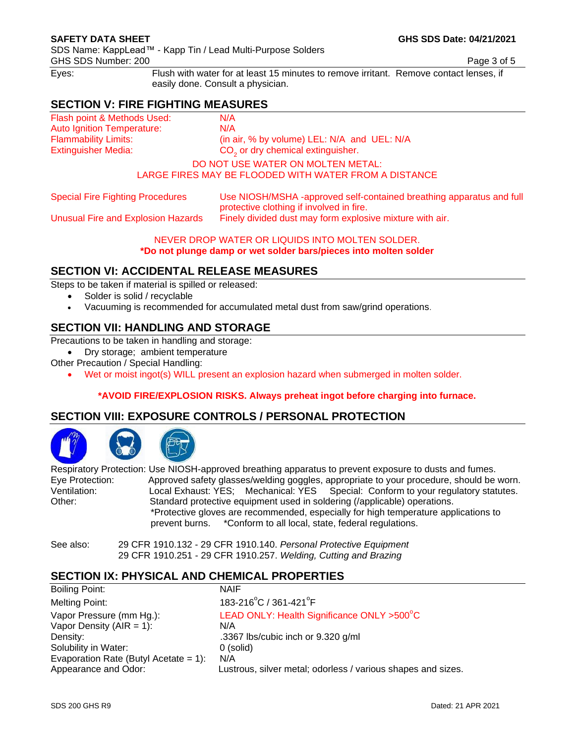| | |
|---|---|
| Eyes: | Flush with water for at least 15 minutes to remove irritant. Remove contact lenses, if easily done. Consult a physician. |

## SECTION V: FIRE FIGHTING MEASURES

| | |
|---|---|
| Flash point & Methods Used: | N/A |
| Auto Ignition Temperature: | N/A |
| Flammability Limits: | (in air, % by volume) LEL: N/A and UEL: N/A |
| Extinguisher Media: | $CO_2$ or dry chemical extinguisher. |

DO NOT USE WATER ON MOLTEN METAL:
LARGE FIRES MAY BE FLOODED WITH WATER FROM A DISTANCE

| | |
|---|---|
| Special Fire Fighting Procedures | Use NIOSH/MSHA -approved self-contained breathing apparatus and full protective clothing if involved in fire. |
| Unusual Fire and Explosion Hazards | Finely divided dust may form explosive mixture with air. |

NEVER DROP WATER OR LIQUIDS INTO MOLTEN SOLDER.
**\*Do not plunge damp or wet solder bars/pieces into molten solder**

## SECTION VI: ACCIDENTAL RELEASE MEASURES

Steps to be taken if material is spilled or released:

- Solder is solid / recyclable
- Vacuuming is recommended for accumulated metal dust from saw/grind operations.

## SECTION VII: HANDLING AND STORAGE

Precautions to be taken in handling and storage:

- Dry storage; ambient temperature

Other Precaution / Special Handling:

- Wet or moist ingot(s) WILL present an explosion hazard when submerged in molten solder.

**\*AVOID FIRE/EXPLOSION RISKS. Always preheat ingot before charging into furnace.**

## SECTION VIII: EXPOSURE CONTROLS / PERSONAL PROTECTION

Respiratory Protection: Use NIOSH-approved breathing apparatus to prevent exposure to dusts and fumes.

| | |
|---|---|
| Eye Protection: | Approved safety glasses/welding goggles, appropriate to your procedure, should be worn. |
| Ventilation: | Local Exhaust: YES; Mechanical: YES Special: Conform to your regulatory statutes. |
| Other: | Standard protective equipment used in soldering (/applicable) operations. *Protective gloves are recommended, especially for high temperature applications to prevent burns. *Conform to all local, state, federal regulations. |

See also: 29 CFR 1910.132 - 29 CFR 1910.140. *Personal Protective Equipment*
29 CFR 1910.251 - 29 CFR 1910.257. *Welding, Cutting and Brazing*

## SECTION IX: PHYSICAL AND CHEMICAL PROPERTIES

| | |
|---|---|
| Boiling Point: | NAIF |
| Melting Point: | 183-216°C / 361-421°F |
| Vapor Pressure (mm Hg.): | LEAD ONLY: Health Significance ONLY >500°C |
| Vapor Density (AIR = 1): | N/A |
| Density: | .3367 lbs/cubic inch or 9.320 g/ml |
| Solubility in Water: | 0 (solid) |
| Evaporation Rate (Butyl Acetate = 1): | N/A |
| Appearance and Odor: | Lustrous, silver metal; odorless / various shapes and sizes. |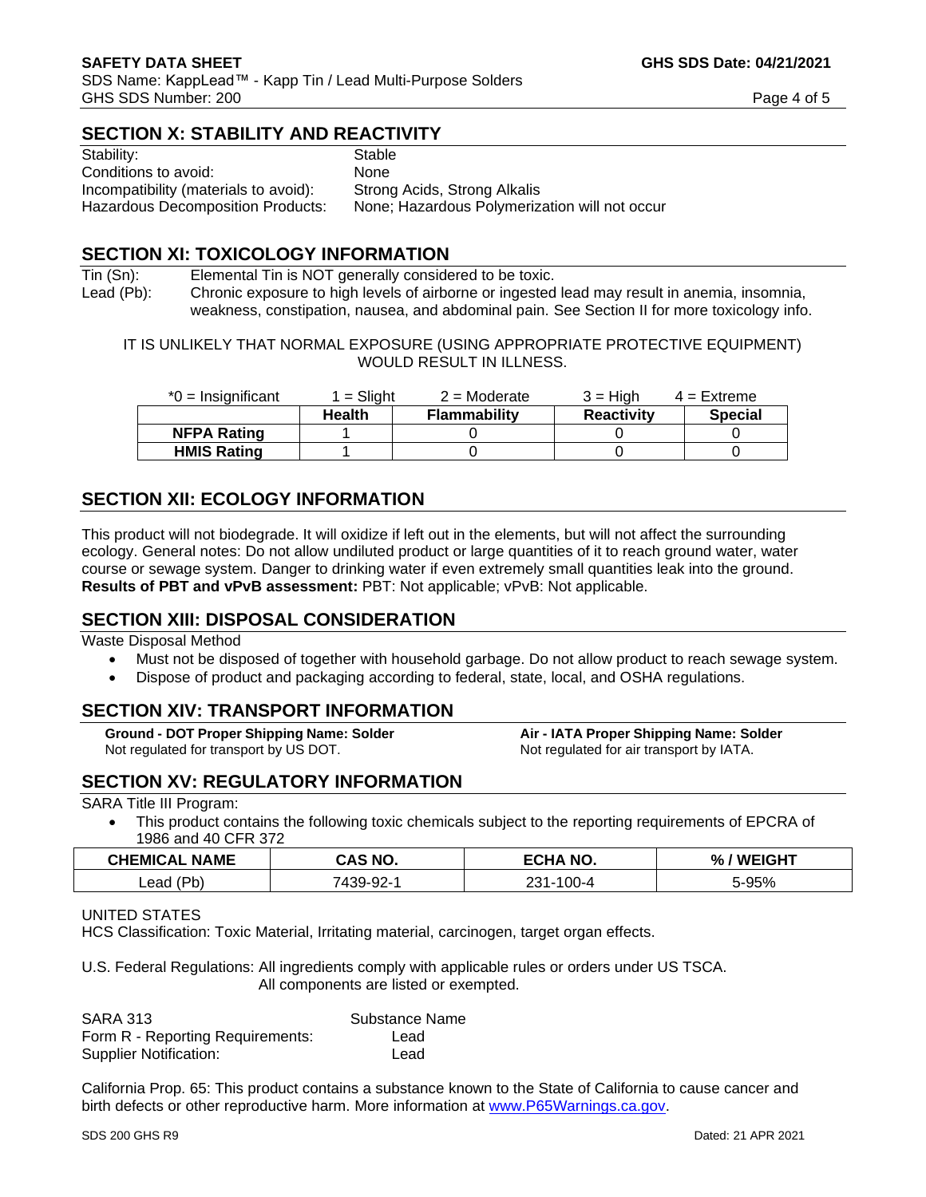## SECTION X: STABILITY AND REACTIVITY

Stability: Stable
Conditions to avoid: None
Incompatibility (materials to avoid): Strong Acids, Strong Alkalis
Hazardous Decomposition Products: None; Hazardous Polymerization will not occur

## SECTION XI: TOXICOLOGY INFORMATION

Tin (Sn): Elemental Tin is NOT generally considered to be toxic.
Lead (Pb): Chronic exposure to high levels of airborne or ingested lead may result in anemia, insomnia, weakness, constipation, nausea, and abdominal pain. See Section II for more toxicology info.

IT IS UNLIKELY THAT NORMAL EXPOSURE (USING APPROPRIATE PROTECTIVE EQUIPMENT) WOULD RESULT IN ILLNESS.

*0 = Insignificant 1 = Slight 2 = Moderate 3 = High 4 = Extreme

| | Health | Flammability | Reactivity | Special |
|---|---|---|---|---|
| **NFPA Rating** | 1 | 0 | 0 | 0 |
| **HMIS Rating** | 1 | 0 | 0 | 0 |

## SECTION XII: ECOLOGY INFORMATION

This product will not biodegrade. It will oxidize if left out in the elements, but will not affect the surrounding ecology. General notes: Do not allow undiluted product or large quantities of it to reach ground water, water course or sewage system. Danger to drinking water if even extremely small quantities leak into the ground. **Results of PBT and vPvB assessment:** PBT: Not applicable; vPvB: Not applicable.

## SECTION XIII: DISPOSAL CONSIDERATION

Waste Disposal Method

- Must not be disposed of together with household garbage. Do not allow product to reach sewage system.
- Dispose of product and packaging according to federal, state, local, and OSHA regulations.

## SECTION XIV: TRANSPORT INFORMATION

**Ground - DOT Proper Shipping Name: Solder**
Not regulated for transport by US DOT.

**Air - IATA Proper Shipping Name: Solder**
Not regulated for air transport by IATA.

## SECTION XV: REGULATORY INFORMATION

SARA Title III Program:

- This product contains the following toxic chemicals subject to the reporting requirements of EPCRA of 1986 and 40 CFR 372

| CHEMICAL NAME | CAS NO. | ECHA NO. | % / WEIGHT |
|---|---|---|---|
| Lead (Pb) | 7439-92-1 | 231-100-4 | 5-95% |

UNITED STATES
HCS Classification: Toxic Material, Irritating material, carcinogen, target organ effects.

U.S. Federal Regulations: All ingredients comply with applicable rules or orders under US TSCA. All components are listed or exempted.

| SARA 313 | Substance Name |
|---|---|
| Form R - Reporting Requirements: | Lead |
| Supplier Notification: | Lead |

California Prop. 65: This product contains a substance known to the State of California to cause cancer and birth defects or other reproductive harm. More information at www.P65Warnings.ca.gov.

SDS 200 GHS R9 Dated: 21 APR 2021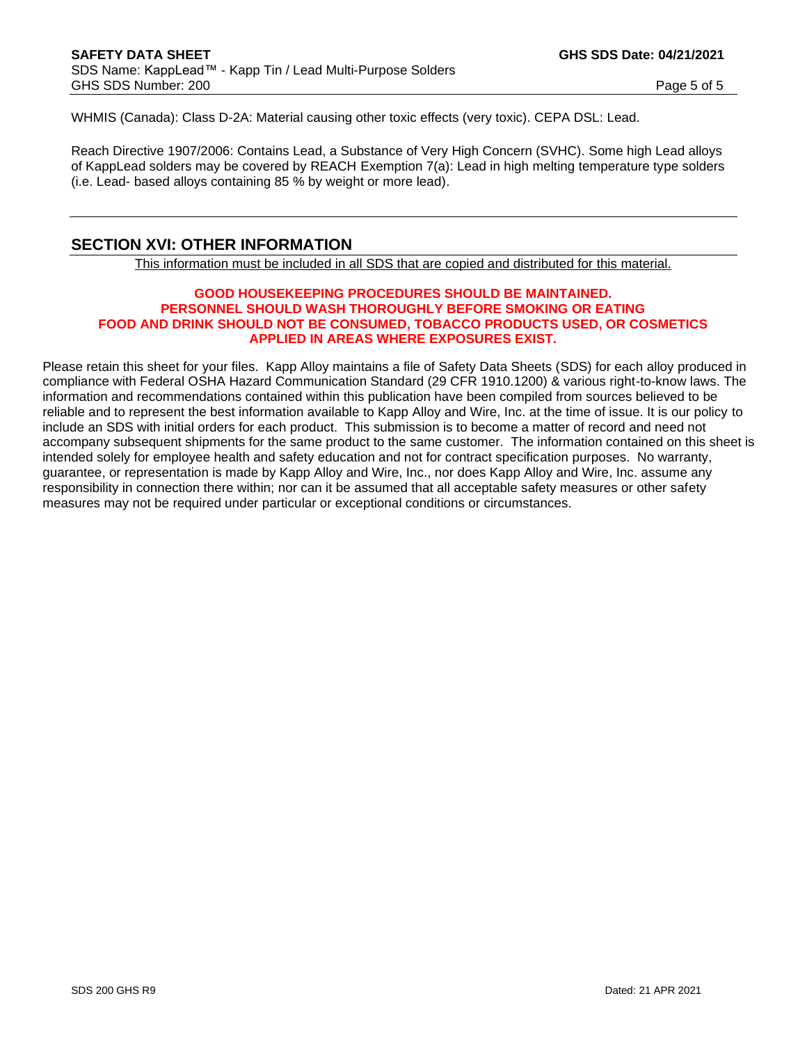WHMIS (Canada): Class D-2A: Material causing other toxic effects (very toxic). CEPA DSL: Lead.

Reach Directive 1907/2006: Contains Lead, a Substance of Very High Concern (SVHC). Some high Lead alloys of KappLead solders may be covered by REACH Exemption 7(a): Lead in high melting temperature type solders (i.e. Lead- based alloys containing 85 % by weight or more lead).

## SECTION XVI: OTHER INFORMATION

This information must be included in all SDS that are copied and distributed for this material.

**GOOD HOUSEKEEPING PROCEDURES SHOULD BE MAINTAINED.**
**PERSONNEL SHOULD WASH THOROUGHLY BEFORE SMOKING OR EATING**
**FOOD AND DRINK SHOULD NOT BE CONSUMED, TOBACCO PRODUCTS USED, OR COSMETICS APPLIED IN AREAS WHERE EXPOSURES EXIST.**

Please retain this sheet for your files. Kapp Alloy maintains a file of Safety Data Sheets (SDS) for each alloy produced in compliance with Federal OSHA Hazard Communication Standard (29 CFR 1910.1200) & various right-to-know laws. The information and recommendations contained within this publication have been compiled from sources believed to be reliable and to represent the best information available to Kapp Alloy and Wire, Inc. at the time of issue. It is our policy to include an SDS with initial orders for each product. This submission is to become a matter of record and need not accompany subsequent shipments for the same product to the same customer. The information contained on this sheet is intended solely for employee health and safety education and not for contract specification purposes. No warranty, guarantee, or representation is made by Kapp Alloy and Wire, Inc., nor does Kapp Alloy and Wire, Inc. assume any responsibility in connection there within; nor can it be assumed that all acceptable safety measures or other safety measures may not be required under particular or exceptional conditions or circumstances.